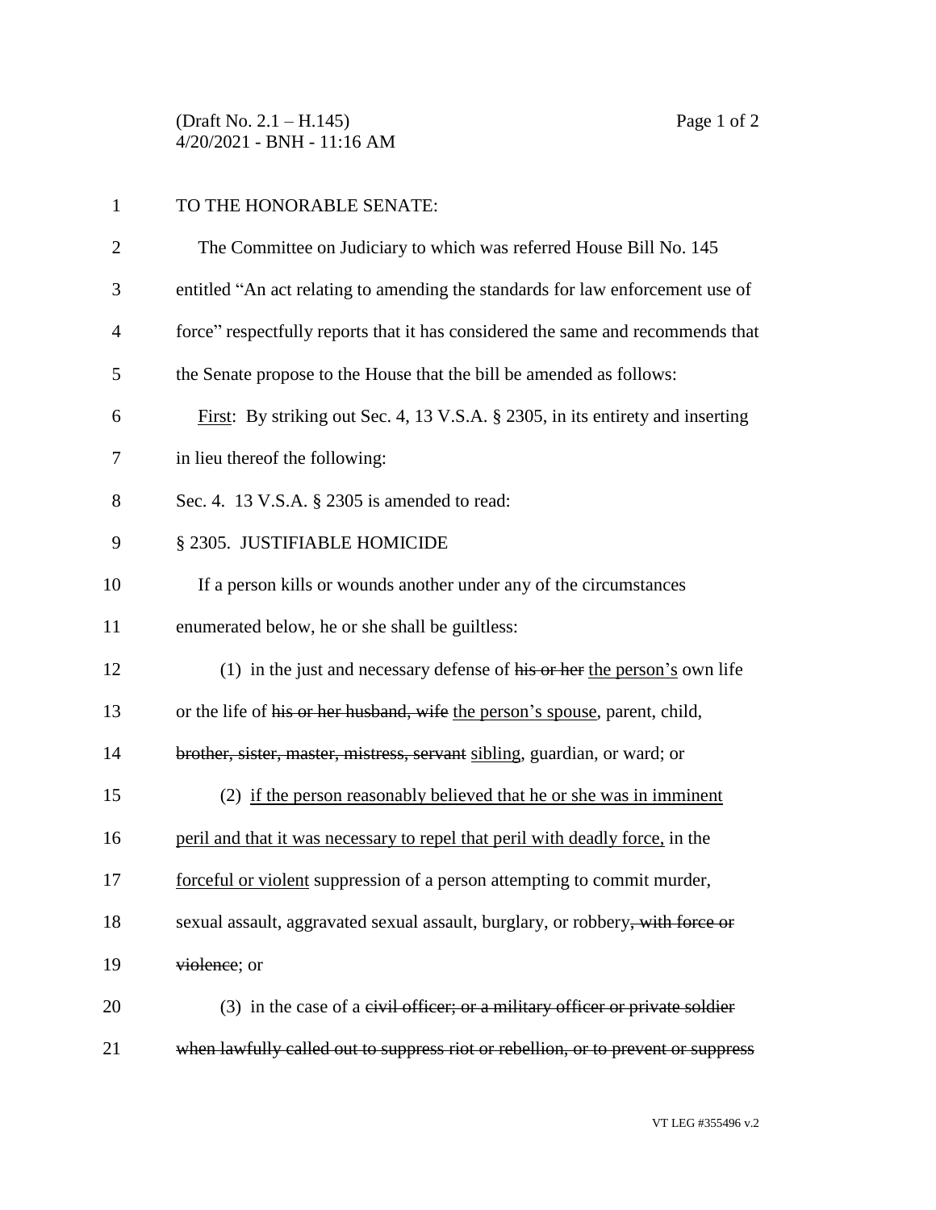TO THE HONORABLE SENATE:

The Committee on Judiciary to which was referred House Bill No. 145 entitled "An act relating to amending the standards for law enforcement use of force" respectfully reports that it has considered the same and recommends that the Senate propose to the House that the bill be amended as follows:

<u>First</u>: By striking out Sec. 4, 13 V.S.A. § 2305, in its entirety and inserting in lieu thereof the following:

Sec. 4. 13 V.S.A. § 2305 is amended to read:

§ 2305. JUSTIFIABLE HOMICIDE

If a person kills or wounds another under any of the circumstances enumerated below, he or she shall be guiltless:

(1) in the just and necessary defense of ~~his or her~~ <u>the person's</u> own life or the life of ~~his or her husband, wife~~ <u>the person's spouse</u>, parent, child, ~~brother, sister, master, mistress, servant~~ <u>sibling</u>, guardian, or ward; or

(2) <u>if the person reasonably believed that he or she was in imminent peril and that it was necessary to repel that peril with deadly force,</u> in the <u>forceful or violent</u> suppression of a person attempting to commit murder, sexual assault, aggravated sexual assault, burglary, or robbery~~, with force or violence~~; or

(3) in the case of a ~~civil officer; or a military officer or private soldier when lawfully called out to suppress riot or rebellion, or to prevent or suppress~~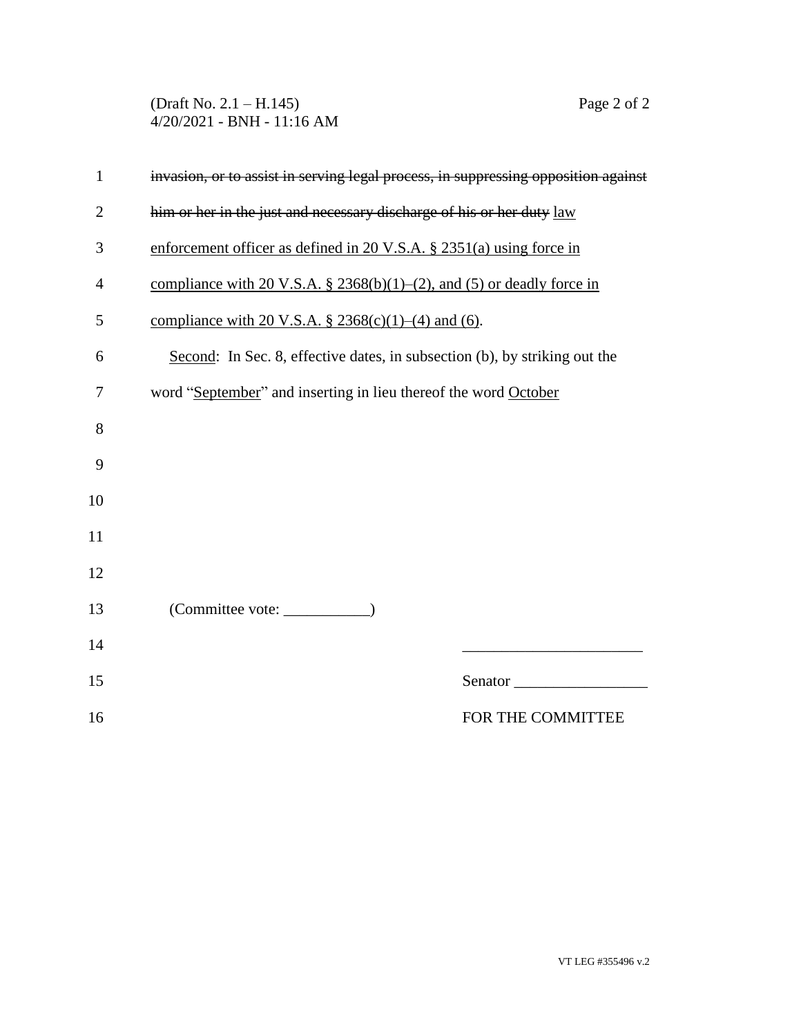~~invasion, or to assist in serving legal process, in suppressing opposition against him or her in the just and necessary discharge of his or her duty~~ <u>law enforcement officer as defined in 20 V.S.A. § 2351(a) using force in compliance with 20 V.S.A. § 2368(b)(1)–(2), and (5) or deadly force in compliance with 20 V.S.A. § 2368(c)(1)–(4) and (6)</u>.

<u>Second</u>: In Sec. 8, effective dates, in subsection (b), by striking out the word "<u>September</u>" and inserting in lieu thereof the word <u>October</u>

(Committee vote: ___________)

_______________________

Senator _________________

FOR THE COMMITTEE